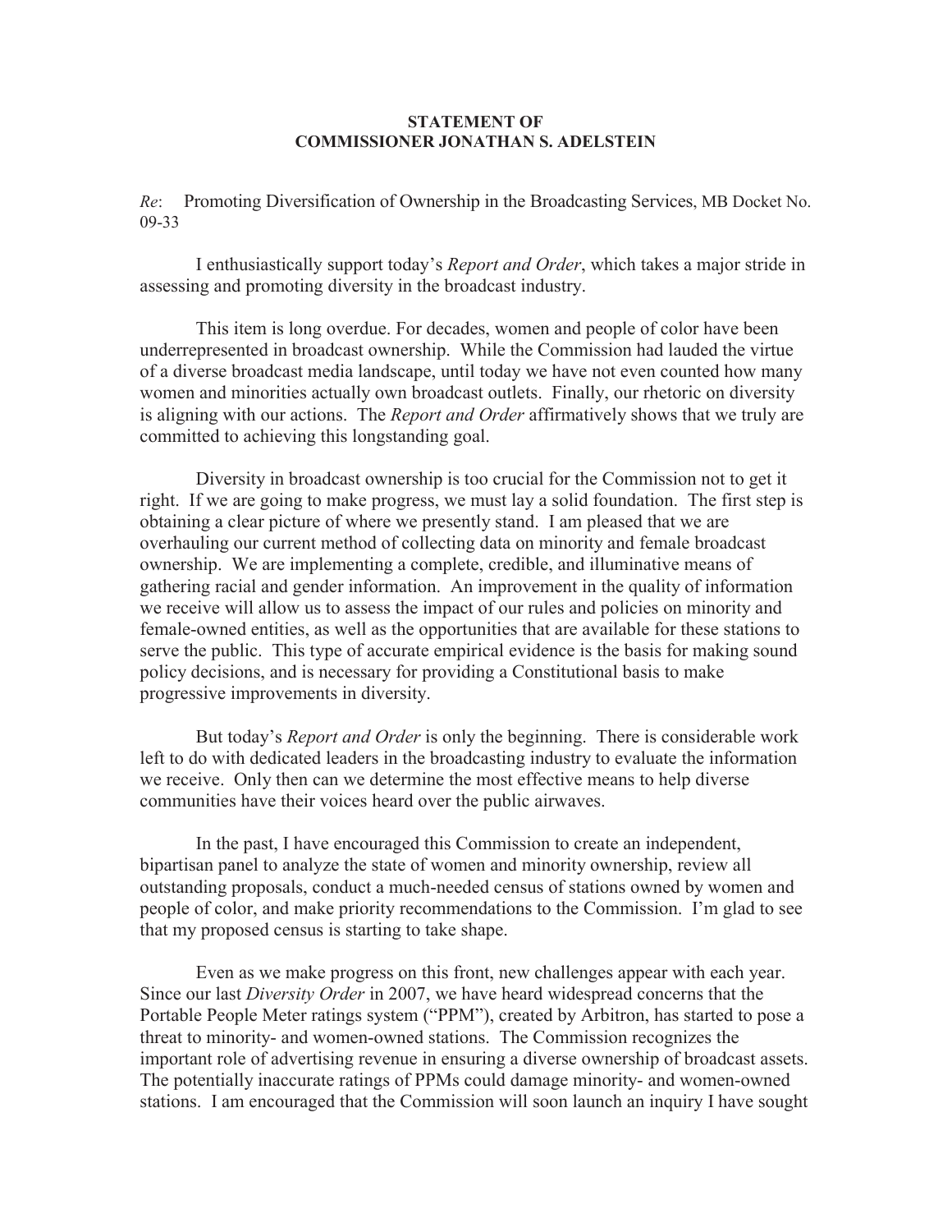**STATEMENT OF**
**COMMISSIONER JONATHAN S. ADELSTEIN**

*Re*: Promoting Diversification of Ownership in the Broadcasting Services, MB Docket No. 09-33

I enthusiastically support today's *Report and Order*, which takes a major stride in assessing and promoting diversity in the broadcast industry.

This item is long overdue. For decades, women and people of color have been underrepresented in broadcast ownership. While the Commission had lauded the virtue of a diverse broadcast media landscape, until today we have not even counted how many women and minorities actually own broadcast outlets. Finally, our rhetoric on diversity is aligning with our actions. The *Report and Order* affirmatively shows that we truly are committed to achieving this longstanding goal.

Diversity in broadcast ownership is too crucial for the Commission not to get it right. If we are going to make progress, we must lay a solid foundation. The first step is obtaining a clear picture of where we presently stand. I am pleased that we are overhauling our current method of collecting data on minority and female broadcast ownership. We are implementing a complete, credible, and illuminative means of gathering racial and gender information. An improvement in the quality of information we receive will allow us to assess the impact of our rules and policies on minority and female-owned entities, as well as the opportunities that are available for these stations to serve the public. This type of accurate empirical evidence is the basis for making sound policy decisions, and is necessary for providing a Constitutional basis to make progressive improvements in diversity.

But today's *Report and Order* is only the beginning. There is considerable work left to do with dedicated leaders in the broadcasting industry to evaluate the information we receive. Only then can we determine the most effective means to help diverse communities have their voices heard over the public airwaves.

In the past, I have encouraged this Commission to create an independent, bipartisan panel to analyze the state of women and minority ownership, review all outstanding proposals, conduct a much-needed census of stations owned by women and people of color, and make priority recommendations to the Commission. I'm glad to see that my proposed census is starting to take shape.

Even as we make progress on this front, new challenges appear with each year. Since our last *Diversity Order* in 2007, we have heard widespread concerns that the Portable People Meter ratings system ("PPM"), created by Arbitron, has started to pose a threat to minority- and women-owned stations. The Commission recognizes the important role of advertising revenue in ensuring a diverse ownership of broadcast assets. The potentially inaccurate ratings of PPMs could damage minority- and women-owned stations. I am encouraged that the Commission will soon launch an inquiry I have sought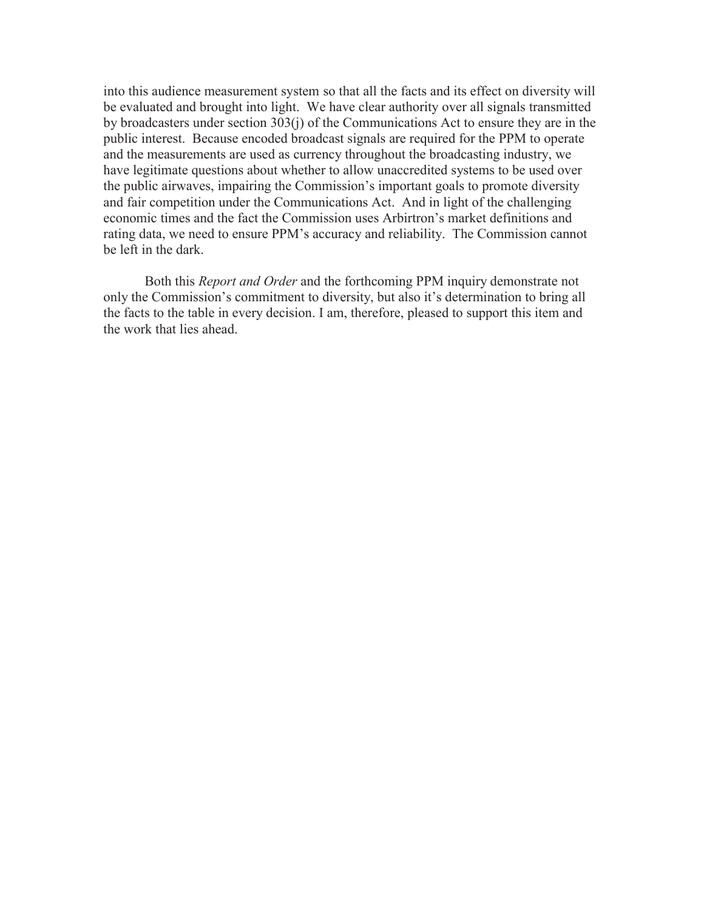into this audience measurement system so that all the facts and its effect on diversity will be evaluated and brought into light. We have clear authority over all signals transmitted by broadcasters under section 303(j) of the Communications Act to ensure they are in the public interest. Because encoded broadcast signals are required for the PPM to operate and the measurements are used as currency throughout the broadcasting industry, we have legitimate questions about whether to allow unaccredited systems to be used over the public airwaves, impairing the Commission's important goals to promote diversity and fair competition under the Communications Act. And in light of the challenging economic times and the fact the Commission uses Arbirtron's market definitions and rating data, we need to ensure PPM's accuracy and reliability. The Commission cannot be left in the dark.

Both this *Report and Order* and the forthcoming PPM inquiry demonstrate not only the Commission's commitment to diversity, but also it's determination to bring all the facts to the table in every decision. I am, therefore, pleased to support this item and the work that lies ahead.